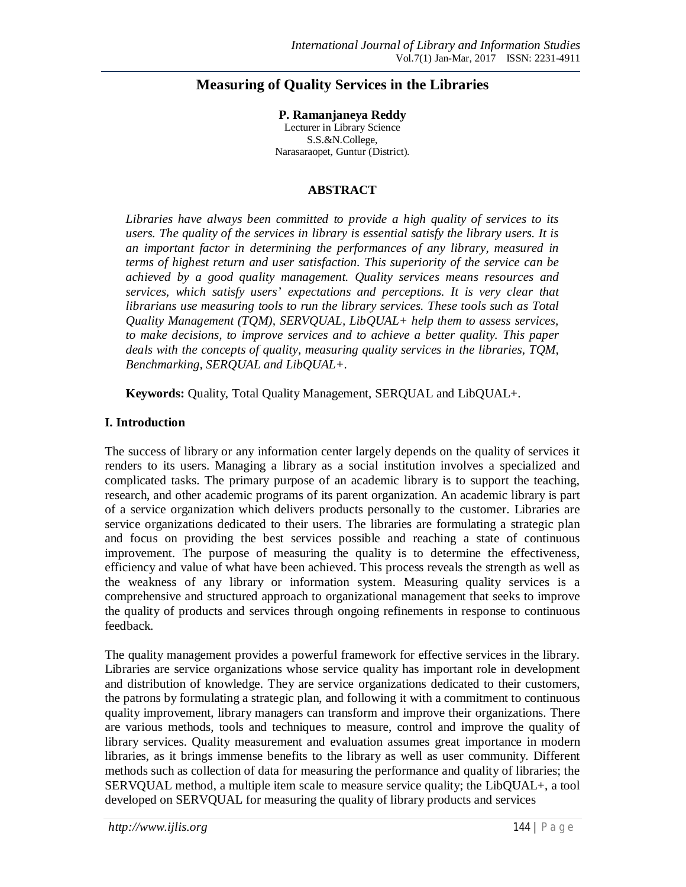# Measuring of Quality Services in the Libraries

**P. Ramanjaneya Reddy**
Lecturer in Library Science
S.S.&N.College,
Narasaraopet, Guntur (District).

## ABSTRACT

*Libraries have always been committed to provide a high quality of services to its users. The quality of the services in library is essential satisfy the library users. It is an important factor in determining the performances of any library, measured in terms of highest return and user satisfaction. This superiority of the service can be achieved by a good quality management. Quality services means resources and services, which satisfy users' expectations and perceptions. It is very clear that librarians use measuring tools to run the library services. These tools such as Total Quality Management (TQM), SERVQUAL, LibQUAL+ help them to assess services, to make decisions, to improve services and to achieve a better quality. This paper deals with the concepts of quality, measuring quality services in the libraries, TQM, Benchmarking, SERQUAL and LibQUAL+.*

**Keywords:** Quality, Total Quality Management, SERQUAL and LibQUAL+.

## I. Introduction

The success of library or any information center largely depends on the quality of services it renders to its users. Managing a library as a social institution involves a specialized and complicated tasks. The primary purpose of an academic library is to support the teaching, research, and other academic programs of its parent organization. An academic library is part of a service organization which delivers products personally to the customer. Libraries are service organizations dedicated to their users. The libraries are formulating a strategic plan and focus on providing the best services possible and reaching a state of continuous improvement. The purpose of measuring the quality is to determine the effectiveness, efficiency and value of what have been achieved. This process reveals the strength as well as the weakness of any library or information system. Measuring quality services is a comprehensive and structured approach to organizational management that seeks to improve the quality of products and services through ongoing refinements in response to continuous feedback.

The quality management provides a powerful framework for effective services in the library. Libraries are service organizations whose service quality has important role in development and distribution of knowledge. They are service organizations dedicated to their customers, the patrons by formulating a strategic plan, and following it with a commitment to continuous quality improvement, library managers can transform and improve their organizations. There are various methods, tools and techniques to measure, control and improve the quality of library services. Quality measurement and evaluation assumes great importance in modern libraries, as it brings immense benefits to the library as well as user community. Different methods such as collection of data for measuring the performance and quality of libraries; the SERVQUAL method, a multiple item scale to measure service quality; the LibQUAL+, a tool developed on SERVQUAL for measuring the quality of library products and services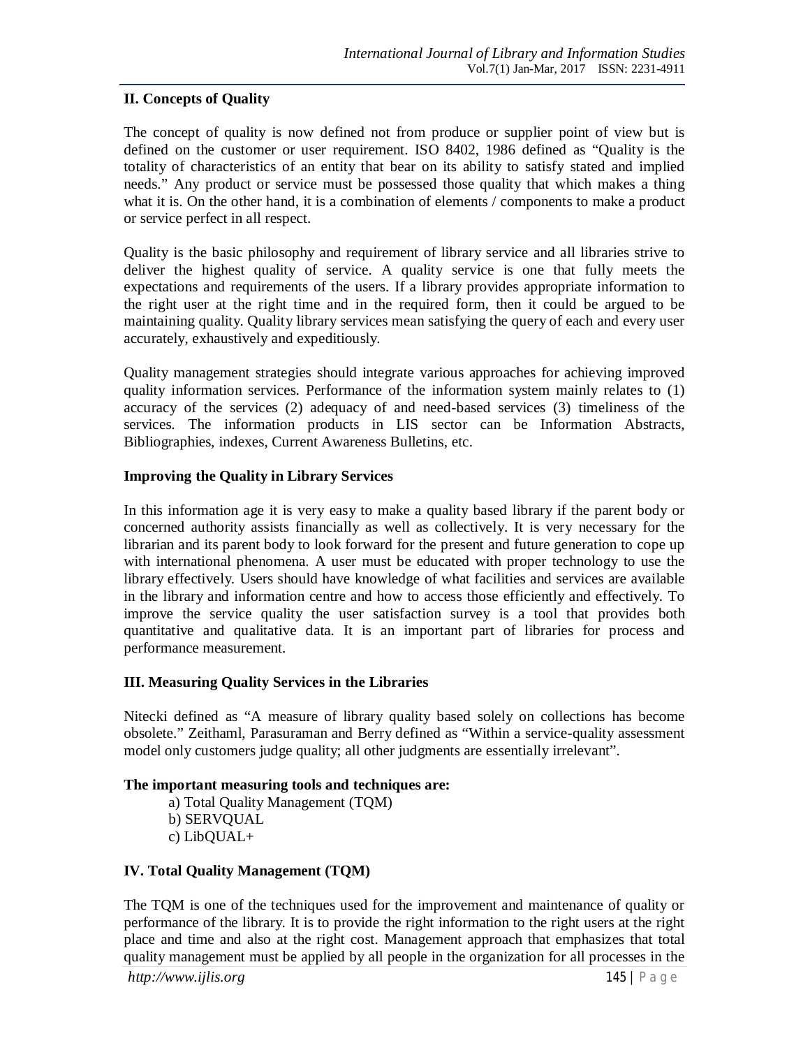## II. Concepts of Quality

The concept of quality is now defined not from produce or supplier point of view but is defined on the customer or user requirement. ISO 8402, 1986 defined as “Quality is the totality of characteristics of an entity that bear on its ability to satisfy stated and implied needs.” Any product or service must be possessed those quality that which makes a thing what it is. On the other hand, it is a combination of elements / components to make a product or service perfect in all respect.

Quality is the basic philosophy and requirement of library service and all libraries strive to deliver the highest quality of service. A quality service is one that fully meets the expectations and requirements of the users. If a library provides appropriate information to the right user at the right time and in the required form, then it could be argued to be maintaining quality. Quality library services mean satisfying the query of each and every user accurately, exhaustively and expeditiously.

Quality management strategies should integrate various approaches for achieving improved quality information services. Performance of the information system mainly relates to (1) accuracy of the services (2) adequacy of and need-based services (3) timeliness of the services. The information products in LIS sector can be Information Abstracts, Bibliographies, indexes, Current Awareness Bulletins, etc.

### Improving the Quality in Library Services

In this information age it is very easy to make a quality based library if the parent body or concerned authority assists financially as well as collectively. It is very necessary for the librarian and its parent body to look forward for the present and future generation to cope up with international phenomena. A user must be educated with proper technology to use the library effectively. Users should have knowledge of what facilities and services are available in the library and information centre and how to access those efficiently and effectively. To improve the service quality the user satisfaction survey is a tool that provides both quantitative and qualitative data. It is an important part of libraries for process and performance measurement.

## III. Measuring Quality Services in the Libraries

Nitecki defined as “A measure of library quality based solely on collections has become obsolete.” Zeithaml, Parasuraman and Berry defined as “Within a service-quality assessment model only customers judge quality; all other judgments are essentially irrelevant”.

**The important measuring tools and techniques are:**

a) Total Quality Management (TQM)
b) SERVQUAL
c) LibQUAL+

## IV. Total Quality Management (TQM)

The TQM is one of the techniques used for the improvement and maintenance of quality or performance of the library. It is to provide the right information to the right users at the right place and time and also at the right cost. Management approach that emphasizes that total quality management must be applied by all people in the organization for all processes in the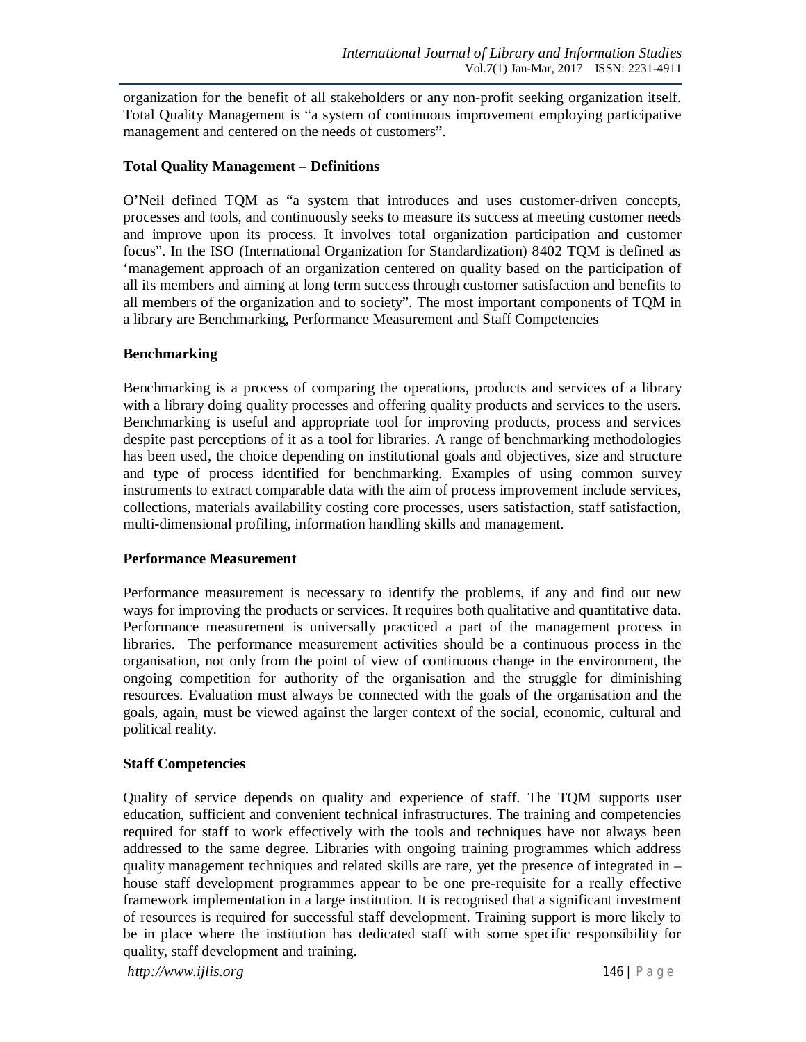organization for the benefit of all stakeholders or any non-profit seeking organization itself. Total Quality Management is "a system of continuous improvement employing participative management and centered on the needs of customers".

**Total Quality Management – Definitions**

O'Neil defined TQM as "a system that introduces and uses customer-driven concepts, processes and tools, and continuously seeks to measure its success at meeting customer needs and improve upon its process. It involves total organization participation and customer focus". In the ISO (International Organization for Standardization) 8402 TQM is defined as 'management approach of an organization centered on quality based on the participation of all its members and aiming at long term success through customer satisfaction and benefits to all members of the organization and to society". The most important components of TQM in a library are Benchmarking, Performance Measurement and Staff Competencies

**Benchmarking**

Benchmarking is a process of comparing the operations, products and services of a library with a library doing quality processes and offering quality products and services to the users. Benchmarking is useful and appropriate tool for improving products, process and services despite past perceptions of it as a tool for libraries. A range of benchmarking methodologies has been used, the choice depending on institutional goals and objectives, size and structure and type of process identified for benchmarking. Examples of using common survey instruments to extract comparable data with the aim of process improvement include services, collections, materials availability costing core processes, users satisfaction, staff satisfaction, multi-dimensional profiling, information handling skills and management.

**Performance Measurement**

Performance measurement is necessary to identify the problems, if any and find out new ways for improving the products or services. It requires both qualitative and quantitative data. Performance measurement is universally practiced a part of the management process in libraries. The performance measurement activities should be a continuous process in the organisation, not only from the point of view of continuous change in the environment, the ongoing competition for authority of the organisation and the struggle for diminishing resources. Evaluation must always be connected with the goals of the organisation and the goals, again, must be viewed against the larger context of the social, economic, cultural and political reality.

**Staff Competencies**

Quality of service depends on quality and experience of staff. The TQM supports user education, sufficient and convenient technical infrastructures. The training and competencies required for staff to work effectively with the tools and techniques have not always been addressed to the same degree. Libraries with ongoing training programmes which address quality management techniques and related skills are rare, yet the presence of integrated in – house staff development programmes appear to be one pre-requisite for a really effective framework implementation in a large institution. It is recognised that a significant investment of resources is required for successful staff development. Training support is more likely to be in place where the institution has dedicated staff with some specific responsibility for quality, staff development and training.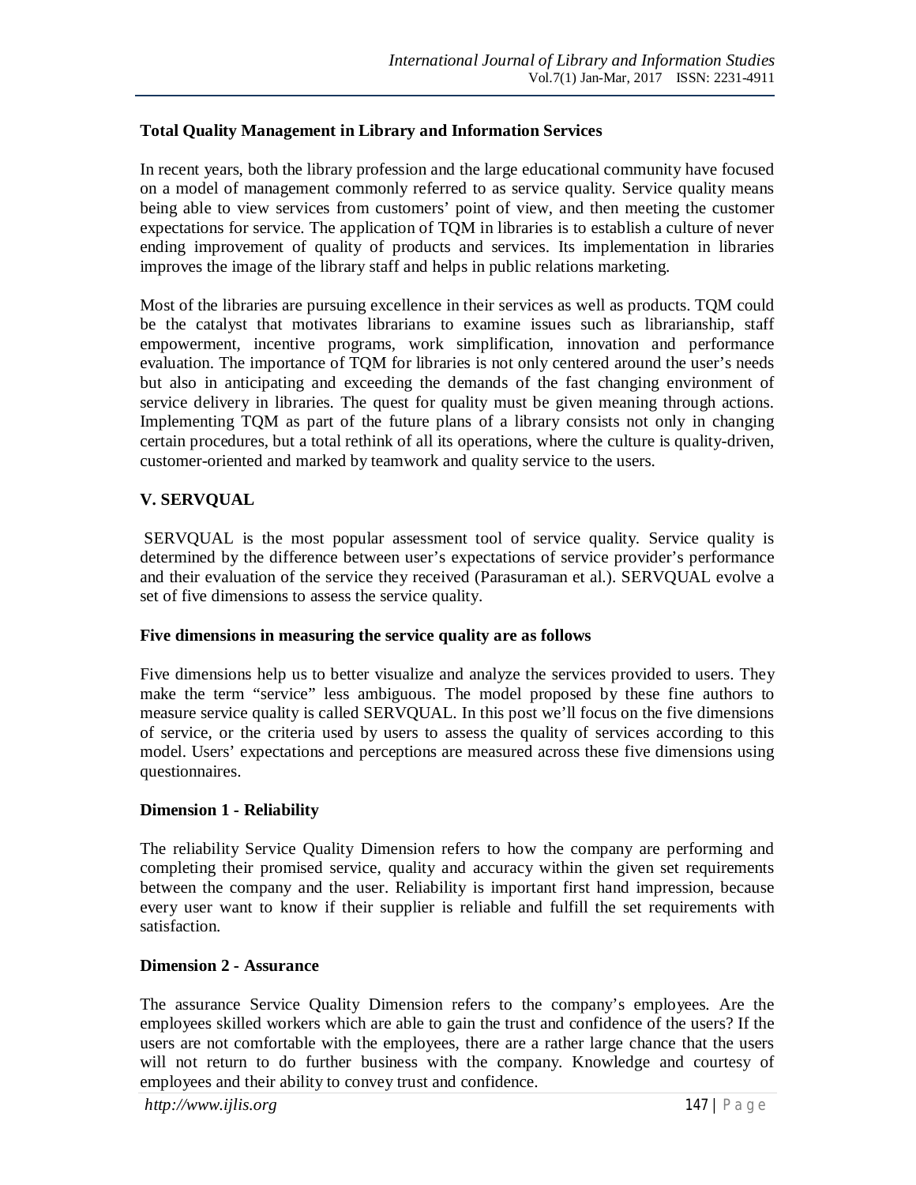**Total Quality Management in Library and Information Services**

In recent years, both the library profession and the large educational community have focused on a model of management commonly referred to as service quality. Service quality means being able to view services from customers' point of view, and then meeting the customer expectations for service. The application of TQM in libraries is to establish a culture of never ending improvement of quality of products and services. Its implementation in libraries improves the image of the library staff and helps in public relations marketing.

Most of the libraries are pursuing excellence in their services as well as products. TQM could be the catalyst that motivates librarians to examine issues such as librarianship, staff empowerment, incentive programs, work simplification, innovation and performance evaluation. The importance of TQM for libraries is not only centered around the user's needs but also in anticipating and exceeding the demands of the fast changing environment of service delivery in libraries. The quest for quality must be given meaning through actions. Implementing TQM as part of the future plans of a library consists not only in changing certain procedures, but a total rethink of all its operations, where the culture is quality-driven, customer-oriented and marked by teamwork and quality service to the users.

## V. SERVQUAL

SERVQUAL is the most popular assessment tool of service quality. Service quality is determined by the difference between user's expectations of service provider's performance and their evaluation of the service they received (Parasuraman et al.). SERVQUAL evolve a set of five dimensions to assess the service quality.

**Five dimensions in measuring the service quality are as follows**

Five dimensions help us to better visualize and analyze the services provided to users. They make the term "service" less ambiguous. The model proposed by these fine authors to measure service quality is called SERVQUAL. In this post we'll focus on the five dimensions of service, or the criteria used by users to assess the quality of services according to this model. Users' expectations and perceptions are measured across these five dimensions using questionnaires.

**Dimension 1 - Reliability**

The reliability Service Quality Dimension refers to how the company are performing and completing their promised service, quality and accuracy within the given set requirements between the company and the user. Reliability is important first hand impression, because every user want to know if their supplier is reliable and fulfill the set requirements with satisfaction.

**Dimension 2 - Assurance**

The assurance Service Quality Dimension refers to the company's employees. Are the employees skilled workers which are able to gain the trust and confidence of the users? If the users are not comfortable with the employees, there are a rather large chance that the users will not return to do further business with the company. Knowledge and courtesy of employees and their ability to convey trust and confidence.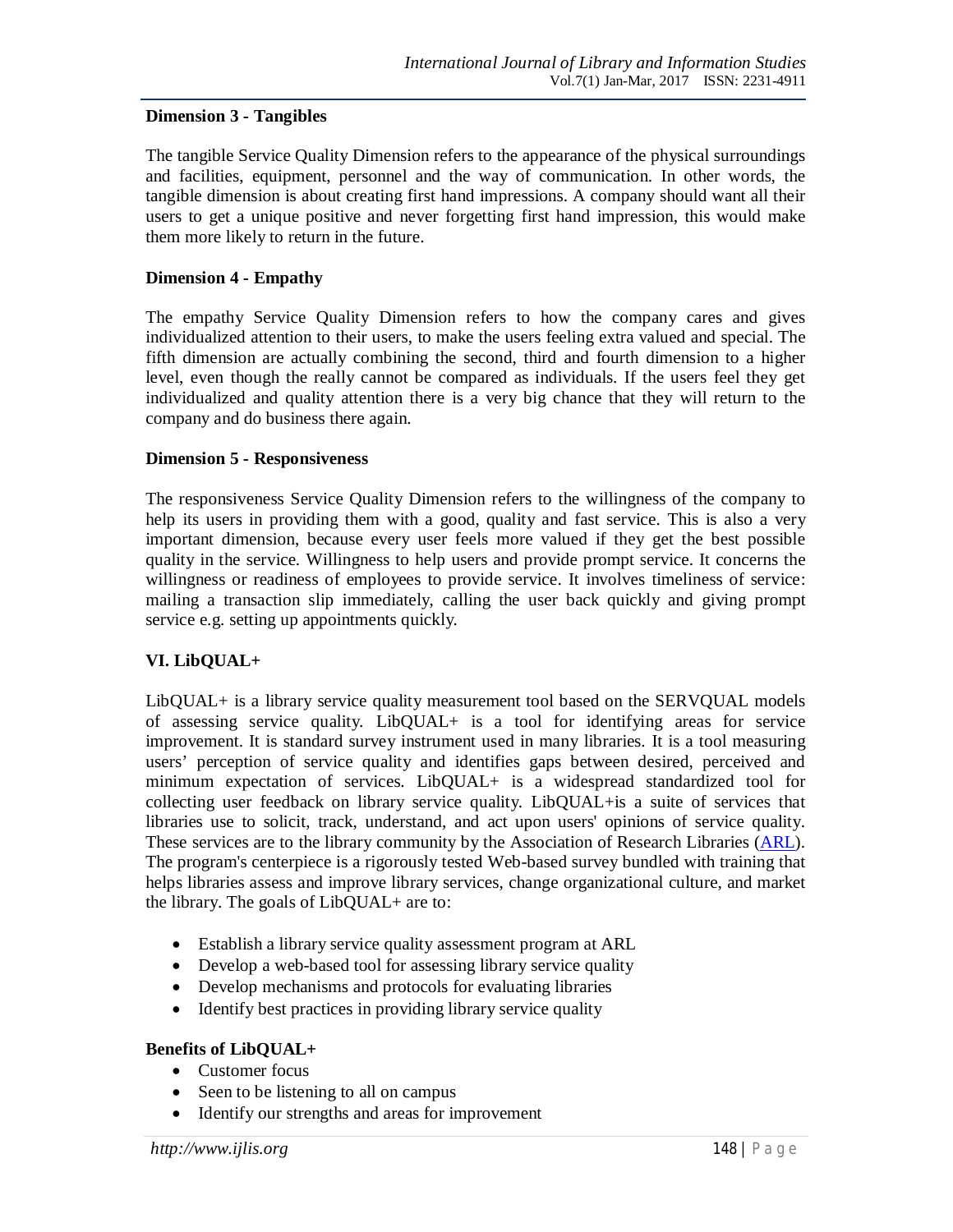**Dimension 3 - Tangibles**

The tangible Service Quality Dimension refers to the appearance of the physical surroundings and facilities, equipment, personnel and the way of communication. In other words, the tangible dimension is about creating first hand impressions. A company should want all their users to get a unique positive and never forgetting first hand impression, this would make them more likely to return in the future.

**Dimension 4 - Empathy**

The empathy Service Quality Dimension refers to how the company cares and gives individualized attention to their users, to make the users feeling extra valued and special. The fifth dimension are actually combining the second, third and fourth dimension to a higher level, even though the really cannot be compared as individuals. If the users feel they get individualized and quality attention there is a very big chance that they will return to the company and do business there again.

**Dimension 5 - Responsiveness**

The responsiveness Service Quality Dimension refers to the willingness of the company to help its users in providing them with a good, quality and fast service. This is also a very important dimension, because every user feels more valued if they get the best possible quality in the service. Willingness to help users and provide prompt service. It concerns the willingness or readiness of employees to provide service. It involves timeliness of service: mailing a transaction slip immediately, calling the user back quickly and giving prompt service e.g. setting up appointments quickly.

## VI. LibQUAL+

LibQUAL+ is a library service quality measurement tool based on the SERVQUAL models of assessing service quality. LibQUAL+ is a tool for identifying areas for service improvement. It is standard survey instrument used in many libraries. It is a tool measuring users' perception of service quality and identifies gaps between desired, perceived and minimum expectation of services. LibQUAL+ is a widespread standardized tool for collecting user feedback on library service quality. LibQUAL+is a suite of services that libraries use to solicit, track, understand, and act upon users' opinions of service quality. These services are to the library community by the Association of Research Libraries (ARL). The program's centerpiece is a rigorously tested Web-based survey bundled with training that helps libraries assess and improve library services, change organizational culture, and market the library. The goals of LibQUAL+ are to:

- Establish a library service quality assessment program at ARL
- Develop a web-based tool for assessing library service quality
- Develop mechanisms and protocols for evaluating libraries
- Identify best practices in providing library service quality

**Benefits of LibQUAL+**

- Customer focus
- Seen to be listening to all on campus
- Identify our strengths and areas for improvement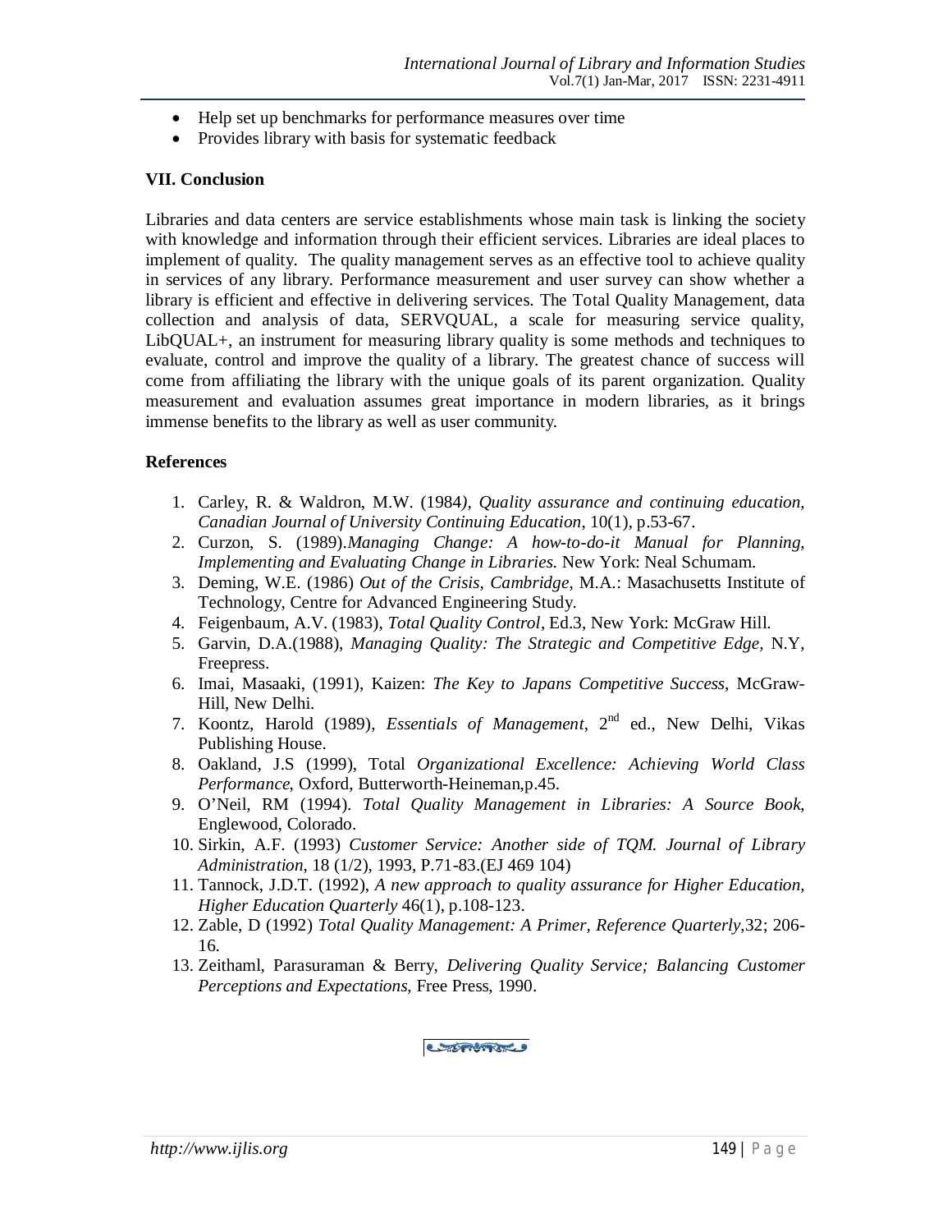- Help set up benchmarks for performance measures over time
- Provides library with basis for systematic feedback

**VII. Conclusion**

Libraries and data centers are service establishments whose main task is linking the society with knowledge and information through their efficient services. Libraries are ideal places to implement of quality. The quality management serves as an effective tool to achieve quality in services of any library. Performance measurement and user survey can show whether a library is efficient and effective in delivering services. The Total Quality Management, data collection and analysis of data, SERVQUAL, a scale for measuring service quality, LibQUAL+, an instrument for measuring library quality is some methods and techniques to evaluate, control and improve the quality of a library. The greatest chance of success will come from affiliating the library with the unique goals of its parent organization. Quality measurement and evaluation assumes great importance in modern libraries, as it brings immense benefits to the library as well as user community.

**References**

1. Carley, R. & Waldron, M.W. (1984*), Quality assurance and continuing education, Canadian Journal of University Continuing Education*, 10(1), p.53-67.
2. Curzon, S. (1989).*Managing Change: A how-to-do-it Manual for Planning, Implementing and Evaluating Change in Libraries*. New York: Neal Schumam.
3. Deming, W.E. (1986) *Out of the Crisis, Cambridge*, M.A.: Masachusetts Institute of Technology, Centre for Advanced Engineering Study.
4. Feigenbaum, A.V. (1983), *Total Quality Control*, Ed.3, New York: McGraw Hill.
5. Garvin, D.A.(1988), *Managing Quality: The Strategic and Competitive Edge,* N.Y, Freepress.
6. Imai, Masaaki, (1991), Kaizen: *The Key to Japans Competitive Success*, McGraw-Hill, New Delhi.
7. Koontz, Harold (1989), *Essentials of Management*, 2nd ed., New Delhi, Vikas Publishing House.
8. Oakland, J.S (1999), Total *Organizational Excellence: Achieving World Class Performance*, Oxford, Butterworth-Heineman,p.45.
9. O'Neil, RM (1994). *Total Quality Management in Libraries: A Source Book*, Englewood, Colorado.
10. Sirkin, A.F. (1993) *Customer Service: Another side of TQM. Journal of Library Administration*, 18 (1/2), 1993, P.71-83.(EJ 469 104)
11. Tannock, J.D.T. (1992), *A new approach to quality assurance for Higher Education, Higher Education Quarterly* 46(1), p.108-123.
12. Zable, D (1992) *Total Quality Management: A Primer, Reference Quarterly,*32; 206-16.
13. Zeithaml, Parasuraman & Berry, *Delivering Quality Service; Balancing Customer Perceptions and Expectations,* Free Press, 1990.